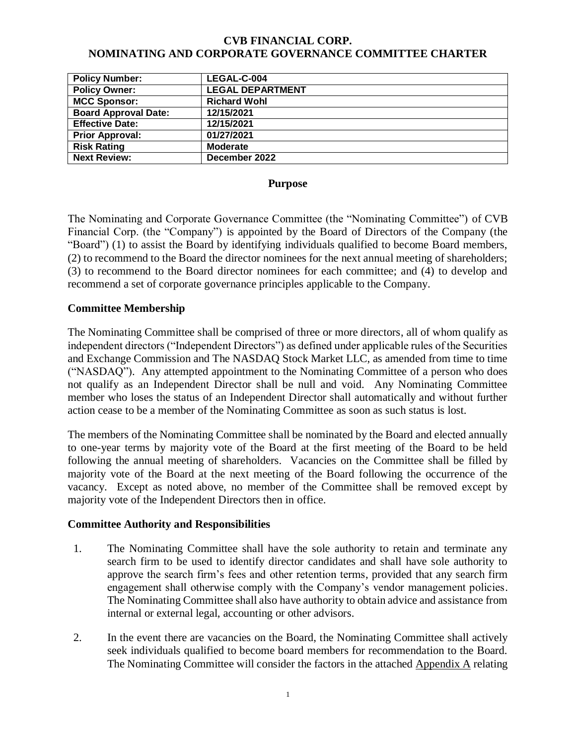# CVB FINANCIAL CORP.
# NOMINATING AND CORPORATE GOVERNANCE COMMITTEE CHARTER

| **Policy Number:** | **LEGAL-C-004** |
|---|---|
| **Policy Owner:** | **LEGAL DEPARTMENT** |
| **MCC Sponsor:** | **Richard Wohl** |
| **Board Approval Date:** | **12/15/2021** |
| **Effective Date:** | **12/15/2021** |
| **Prior Approval:** | **01/27/2021** |
| **Risk Rating** | **Moderate** |
| **Next Review:** | **December 2022** |

## Purpose

The Nominating and Corporate Governance Committee (the "Nominating Committee") of CVB Financial Corp. (the "Company") is appointed by the Board of Directors of the Company (the "Board") (1) to assist the Board by identifying individuals qualified to become Board members, (2) to recommend to the Board the director nominees for the next annual meeting of shareholders; (3) to recommend to the Board director nominees for each committee; and (4) to develop and recommend a set of corporate governance principles applicable to the Company.

## Committee Membership

The Nominating Committee shall be comprised of three or more directors, all of whom qualify as independent directors ("Independent Directors") as defined under applicable rules of the Securities and Exchange Commission and The NASDAQ Stock Market LLC, as amended from time to time ("NASDAQ"). Any attempted appointment to the Nominating Committee of a person who does not qualify as an Independent Director shall be null and void. Any Nominating Committee member who loses the status of an Independent Director shall automatically and without further action cease to be a member of the Nominating Committee as soon as such status is lost.

The members of the Nominating Committee shall be nominated by the Board and elected annually to one-year terms by majority vote of the Board at the first meeting of the Board to be held following the annual meeting of shareholders. Vacancies on the Committee shall be filled by majority vote of the Board at the next meeting of the Board following the occurrence of the vacancy. Except as noted above, no member of the Committee shall be removed except by majority vote of the Independent Directors then in office.

## Committee Authority and Responsibilities

1. The Nominating Committee shall have the sole authority to retain and terminate any search firm to be used to identify director candidates and shall have sole authority to approve the search firm's fees and other retention terms, provided that any search firm engagement shall otherwise comply with the Company's vendor management policies. The Nominating Committee shall also have authority to obtain advice and assistance from internal or external legal, accounting or other advisors.

2. In the event there are vacancies on the Board, the Nominating Committee shall actively seek individuals qualified to become board members for recommendation to the Board. The Nominating Committee will consider the factors in the attached Appendix A relating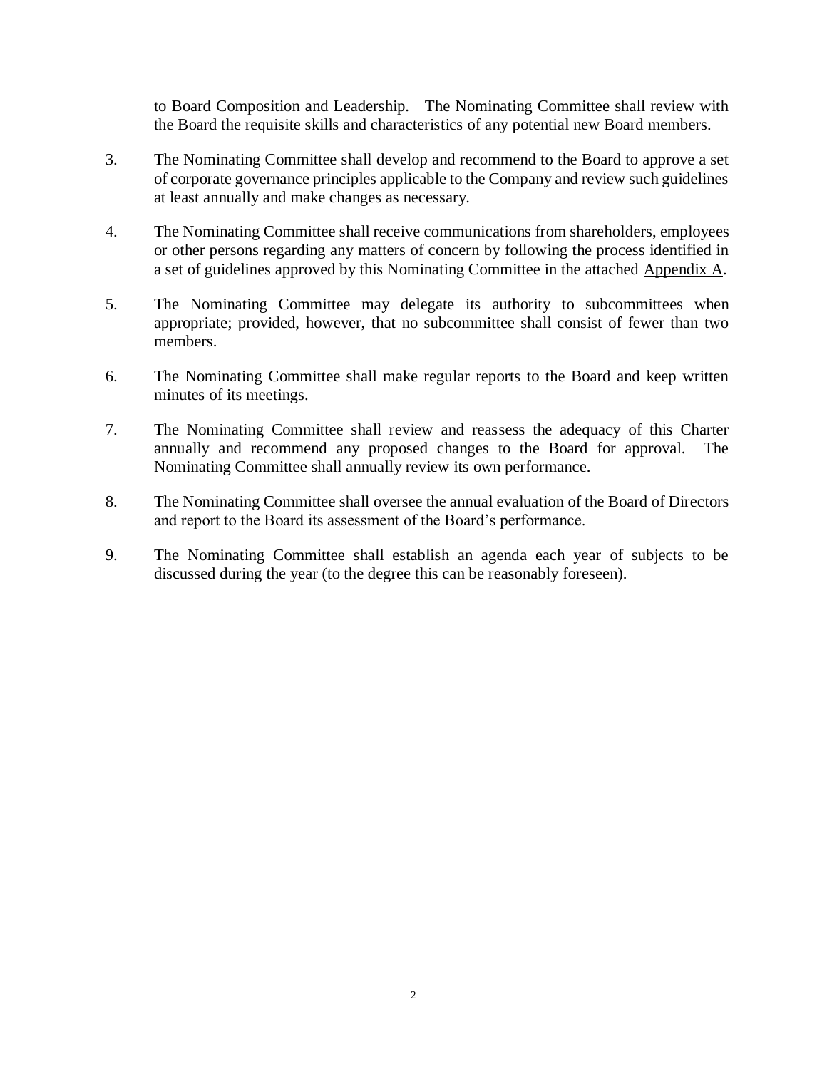to Board Composition and Leadership. The Nominating Committee shall review with the Board the requisite skills and characteristics of any potential new Board members.

3. The Nominating Committee shall develop and recommend to the Board to approve a set of corporate governance principles applicable to the Company and review such guidelines at least annually and make changes as necessary.

4. The Nominating Committee shall receive communications from shareholders, employees or other persons regarding any matters of concern by following the process identified in a set of guidelines approved by this Nominating Committee in the attached Appendix A.

5. The Nominating Committee may delegate its authority to subcommittees when appropriate; provided, however, that no subcommittee shall consist of fewer than two members.

6. The Nominating Committee shall make regular reports to the Board and keep written minutes of its meetings.

7. The Nominating Committee shall review and reassess the adequacy of this Charter annually and recommend any proposed changes to the Board for approval. The Nominating Committee shall annually review its own performance.

8. The Nominating Committee shall oversee the annual evaluation of the Board of Directors and report to the Board its assessment of the Board's performance.

9. The Nominating Committee shall establish an agenda each year of subjects to be discussed during the year (to the degree this can be reasonably foreseen).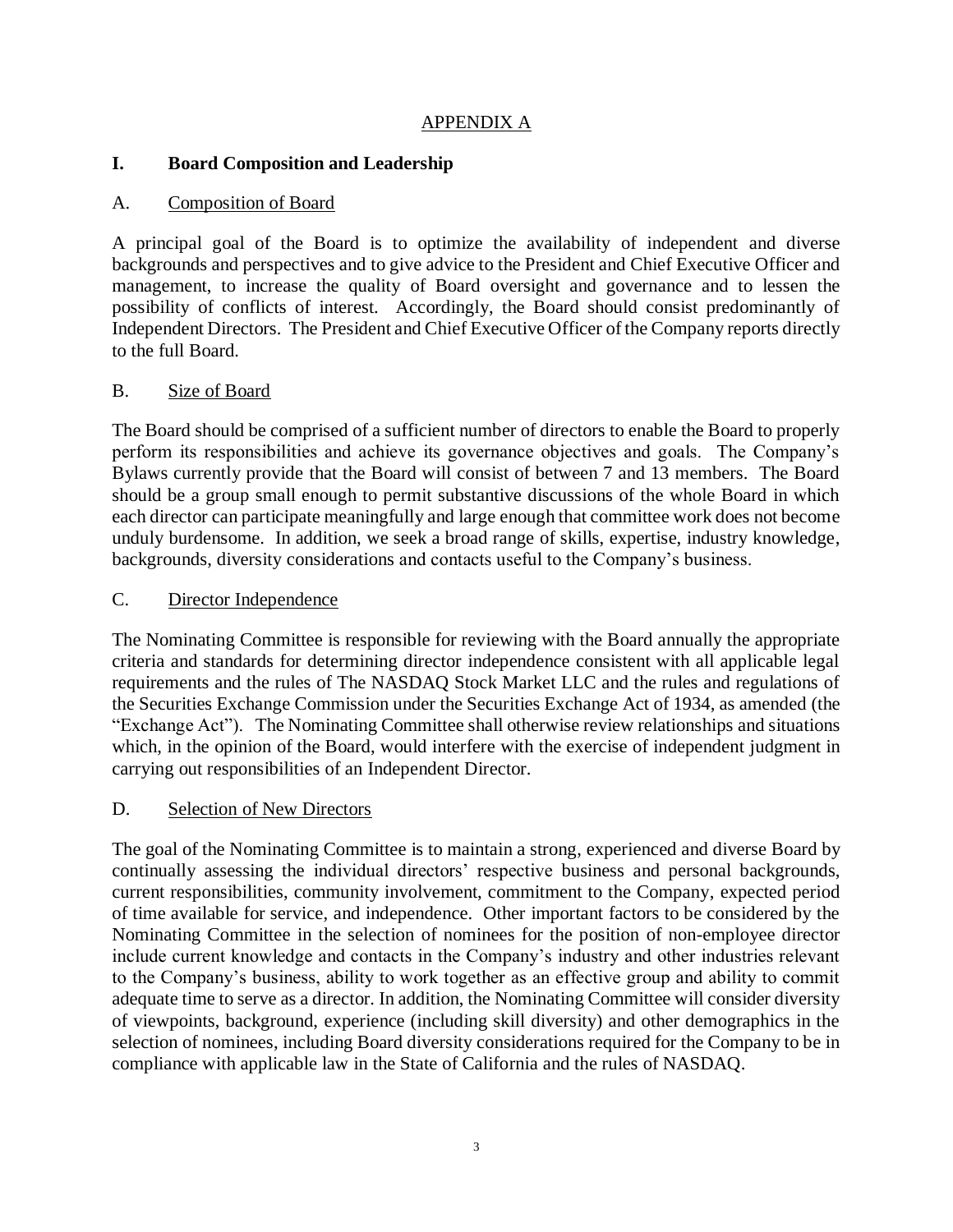APPENDIX A

# I. Board Composition and Leadership

## A. Composition of Board

A principal goal of the Board is to optimize the availability of independent and diverse backgrounds and perspectives and to give advice to the President and Chief Executive Officer and management, to increase the quality of Board oversight and governance and to lessen the possibility of conflicts of interest. Accordingly, the Board should consist predominantly of Independent Directors. The President and Chief Executive Officer of the Company reports directly to the full Board.

## B. Size of Board

The Board should be comprised of a sufficient number of directors to enable the Board to properly perform its responsibilities and achieve its governance objectives and goals. The Company's Bylaws currently provide that the Board will consist of between 7 and 13 members. The Board should be a group small enough to permit substantive discussions of the whole Board in which each director can participate meaningfully and large enough that committee work does not become unduly burdensome. In addition, we seek a broad range of skills, expertise, industry knowledge, backgrounds, diversity considerations and contacts useful to the Company's business.

## C. Director Independence

The Nominating Committee is responsible for reviewing with the Board annually the appropriate criteria and standards for determining director independence consistent with all applicable legal requirements and the rules of The NASDAQ Stock Market LLC and the rules and regulations of the Securities Exchange Commission under the Securities Exchange Act of 1934, as amended (the "Exchange Act"). The Nominating Committee shall otherwise review relationships and situations which, in the opinion of the Board, would interfere with the exercise of independent judgment in carrying out responsibilities of an Independent Director.

## D. Selection of New Directors

The goal of the Nominating Committee is to maintain a strong, experienced and diverse Board by continually assessing the individual directors' respective business and personal backgrounds, current responsibilities, community involvement, commitment to the Company, expected period of time available for service, and independence. Other important factors to be considered by the Nominating Committee in the selection of nominees for the position of non-employee director include current knowledge and contacts in the Company's industry and other industries relevant to the Company's business, ability to work together as an effective group and ability to commit adequate time to serve as a director. In addition, the Nominating Committee will consider diversity of viewpoints, background, experience (including skill diversity) and other demographics in the selection of nominees, including Board diversity considerations required for the Company to be in compliance with applicable law in the State of California and the rules of NASDAQ.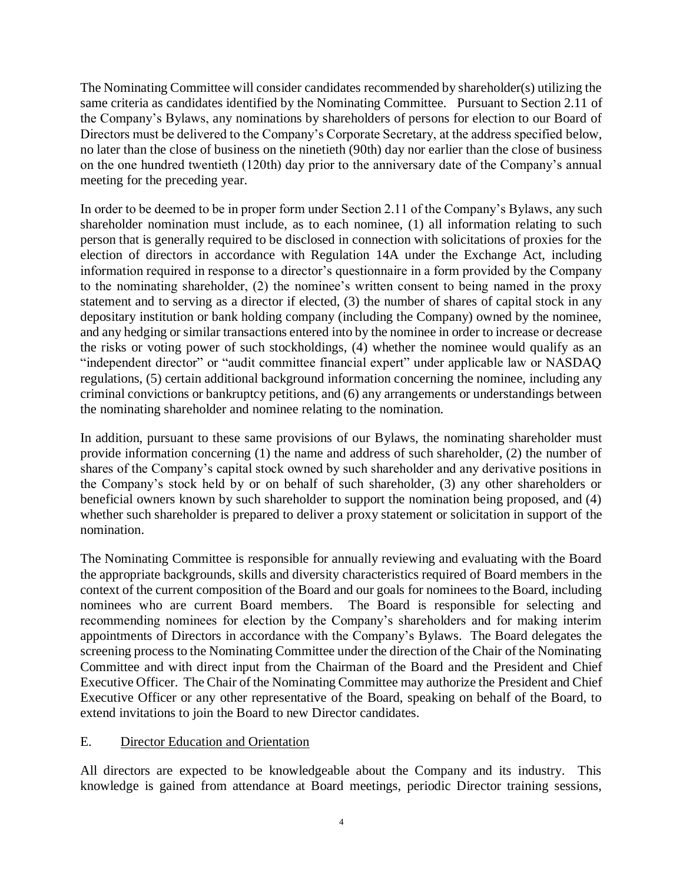The Nominating Committee will consider candidates recommended by shareholder(s) utilizing the same criteria as candidates identified by the Nominating Committee. Pursuant to Section 2.11 of the Company's Bylaws, any nominations by shareholders of persons for election to our Board of Directors must be delivered to the Company's Corporate Secretary, at the address specified below, no later than the close of business on the ninetieth (90th) day nor earlier than the close of business on the one hundred twentieth (120th) day prior to the anniversary date of the Company's annual meeting for the preceding year.

In order to be deemed to be in proper form under Section 2.11 of the Company's Bylaws, any such shareholder nomination must include, as to each nominee, (1) all information relating to such person that is generally required to be disclosed in connection with solicitations of proxies for the election of directors in accordance with Regulation 14A under the Exchange Act, including information required in response to a director's questionnaire in a form provided by the Company to the nominating shareholder, (2) the nominee's written consent to being named in the proxy statement and to serving as a director if elected, (3) the number of shares of capital stock in any depositary institution or bank holding company (including the Company) owned by the nominee, and any hedging or similar transactions entered into by the nominee in order to increase or decrease the risks or voting power of such stockholdings, (4) whether the nominee would qualify as an "independent director" or "audit committee financial expert" under applicable law or NASDAQ regulations, (5) certain additional background information concerning the nominee, including any criminal convictions or bankruptcy petitions, and (6) any arrangements or understandings between the nominating shareholder and nominee relating to the nomination.

In addition, pursuant to these same provisions of our Bylaws, the nominating shareholder must provide information concerning (1) the name and address of such shareholder, (2) the number of shares of the Company's capital stock owned by such shareholder and any derivative positions in the Company's stock held by or on behalf of such shareholder, (3) any other shareholders or beneficial owners known by such shareholder to support the nomination being proposed, and (4) whether such shareholder is prepared to deliver a proxy statement or solicitation in support of the nomination.

The Nominating Committee is responsible for annually reviewing and evaluating with the Board the appropriate backgrounds, skills and diversity characteristics required of Board members in the context of the current composition of the Board and our goals for nominees to the Board, including nominees who are current Board members. The Board is responsible for selecting and recommending nominees for election by the Company's shareholders and for making interim appointments of Directors in accordance with the Company's Bylaws. The Board delegates the screening process to the Nominating Committee under the direction of the Chair of the Nominating Committee and with direct input from the Chairman of the Board and the President and Chief Executive Officer. The Chair of the Nominating Committee may authorize the President and Chief Executive Officer or any other representative of the Board, speaking on behalf of the Board, to extend invitations to join the Board to new Director candidates.

## E. Director Education and Orientation

All directors are expected to be knowledgeable about the Company and its industry. This knowledge is gained from attendance at Board meetings, periodic Director training sessions,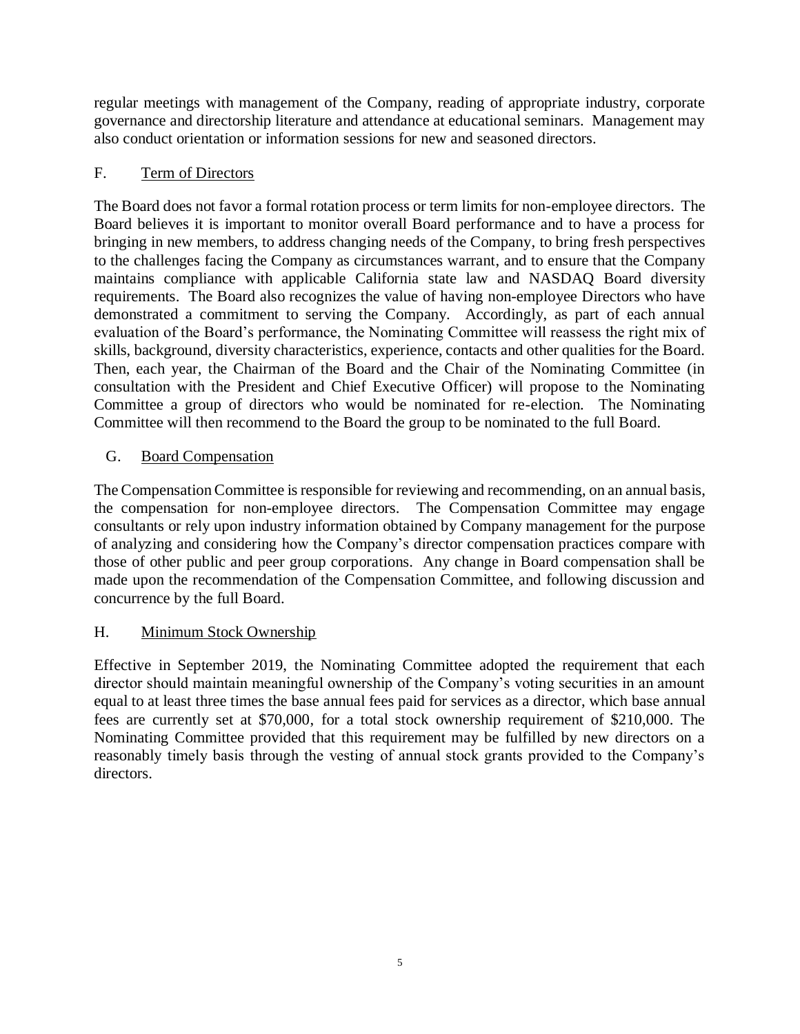regular meetings with management of the Company, reading of appropriate industry, corporate governance and directorship literature and attendance at educational seminars. Management may also conduct orientation or information sessions for new and seasoned directors.

## F. Term of Directors

The Board does not favor a formal rotation process or term limits for non-employee directors. The Board believes it is important to monitor overall Board performance and to have a process for bringing in new members, to address changing needs of the Company, to bring fresh perspectives to the challenges facing the Company as circumstances warrant, and to ensure that the Company maintains compliance with applicable California state law and NASDAQ Board diversity requirements. The Board also recognizes the value of having non-employee Directors who have demonstrated a commitment to serving the Company. Accordingly, as part of each annual evaluation of the Board's performance, the Nominating Committee will reassess the right mix of skills, background, diversity characteristics, experience, contacts and other qualities for the Board. Then, each year, the Chairman of the Board and the Chair of the Nominating Committee (in consultation with the President and Chief Executive Officer) will propose to the Nominating Committee a group of directors who would be nominated for re-election. The Nominating Committee will then recommend to the Board the group to be nominated to the full Board.

## G. Board Compensation

The Compensation Committee is responsible for reviewing and recommending, on an annual basis, the compensation for non-employee directors. The Compensation Committee may engage consultants or rely upon industry information obtained by Company management for the purpose of analyzing and considering how the Company's director compensation practices compare with those of other public and peer group corporations. Any change in Board compensation shall be made upon the recommendation of the Compensation Committee, and following discussion and concurrence by the full Board.

## H. Minimum Stock Ownership

Effective in September 2019, the Nominating Committee adopted the requirement that each director should maintain meaningful ownership of the Company's voting securities in an amount equal to at least three times the base annual fees paid for services as a director, which base annual fees are currently set at $70,000, for a total stock ownership requirement of $210,000. The Nominating Committee provided that this requirement may be fulfilled by new directors on a reasonably timely basis through the vesting of annual stock grants provided to the Company's directors.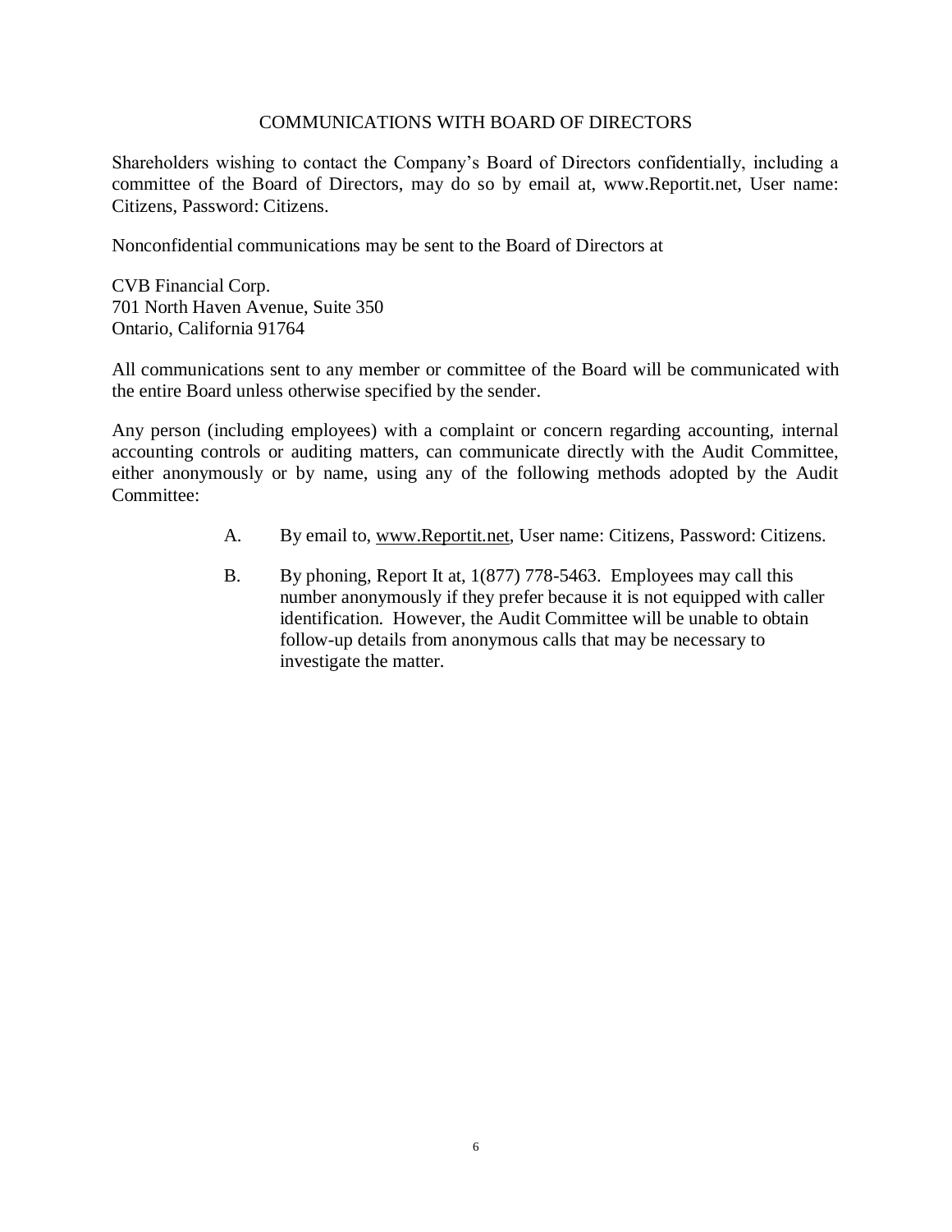## COMMUNICATIONS WITH BOARD OF DIRECTORS

Shareholders wishing to contact the Company's Board of Directors confidentially, including a committee of the Board of Directors, may do so by email at, www.Reportit.net, User name: Citizens, Password: Citizens.

Nonconfidential communications may be sent to the Board of Directors at

CVB Financial Corp.
701 North Haven Avenue, Suite 350
Ontario, California 91764

All communications sent to any member or committee of the Board will be communicated with the entire Board unless otherwise specified by the sender.

Any person (including employees) with a complaint or concern regarding accounting, internal accounting controls or auditing matters, can communicate directly with the Audit Committee, either anonymously or by name, using any of the following methods adopted by the Audit Committee:

A. By email to, www.Reportit.net, User name: Citizens, Password: Citizens.

B. By phoning, Report It at, 1(877) 778-5463. Employees may call this number anonymously if they prefer because it is not equipped with caller identification. However, the Audit Committee will be unable to obtain follow-up details from anonymous calls that may be necessary to investigate the matter.